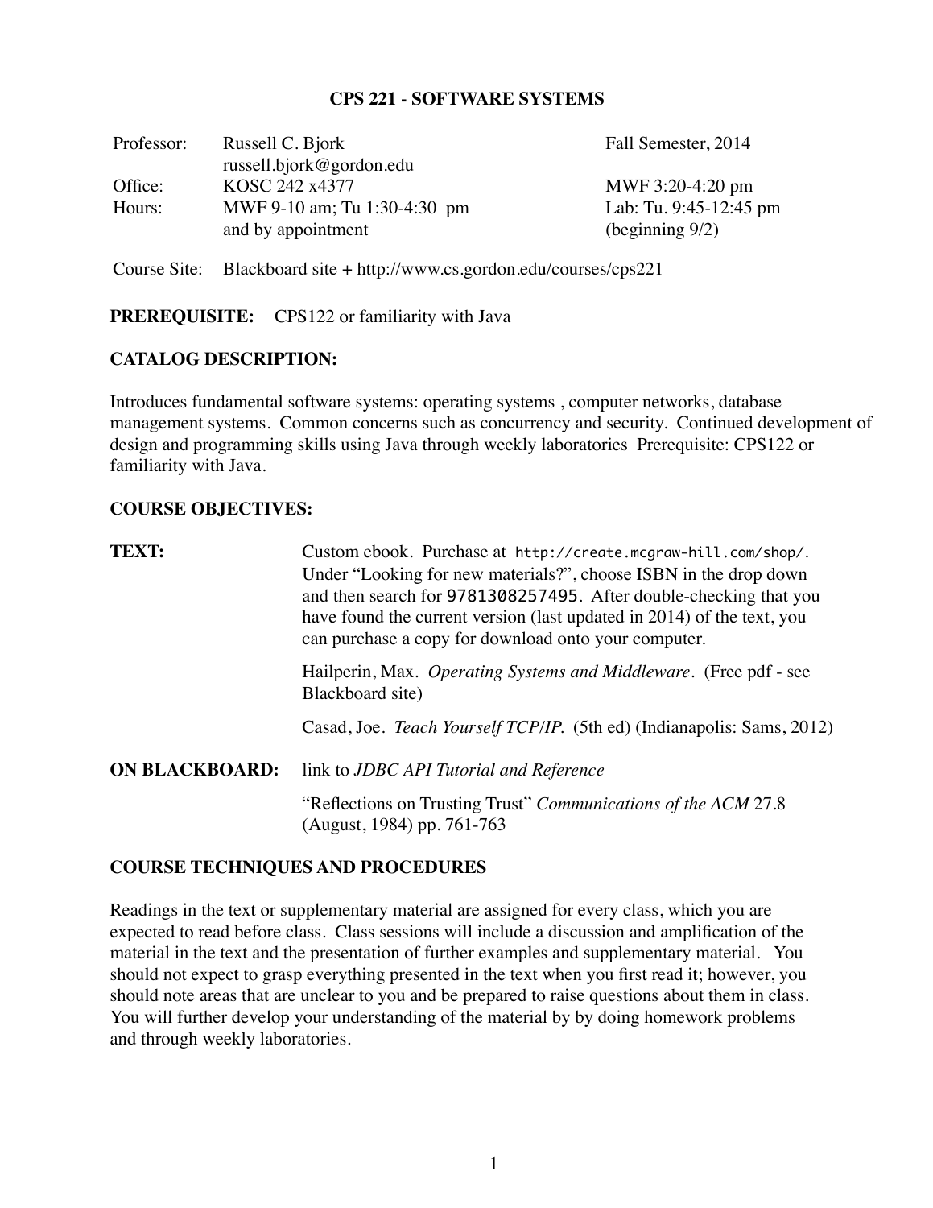# CPS 221 - SOFTWARE SYSTEMS

| | | |
|---|---|---|
| Professor: | Russell C. Bjork<br>russell.bjork@gordon.edu | Fall Semester, 2014 |
| Office: | KOSC 242 x4377 | MWF 3:20-4:20 pm |
| Hours: | MWF 9-10 am; Tu 1:30-4:30 pm<br>and by appointment | Lab: Tu. 9:45-12:45 pm<br>(beginning 9/2) |

Course Site: Blackboard site + http://www.cs.gordon.edu/courses/cps221

**PREREQUISITE:** CPS122 or familiarity with Java

**CATALOG DESCRIPTION:**

Introduces fundamental software systems: operating systems , computer networks, database management systems. Common concerns such as concurrency and security. Continued development of design and programming skills using Java through weekly laboratories Prerequisite: CPS122 or familiarity with Java.

**COURSE OBJECTIVES:**

**TEXT:** Custom ebook. Purchase at http://create.mcgraw-hill.com/shop/. Under "Looking for new materials?", choose ISBN in the drop down and then search for 9781308257495. After double-checking that you have found the current version (last updated in 2014) of the text, you can purchase a copy for download onto your computer.

Hailperin, Max. *Operating Systems and Middleware*. (Free pdf - see Blackboard site)

Casad, Joe. *Teach Yourself TCP/IP.* (5th ed) (Indianapolis: Sams, 2012)

**ON BLACKBOARD:** link to *JDBC API Tutorial and Reference*

"Reflections on Trusting Trust" *Communications of the ACM* 27.8 (August, 1984) pp. 761-763

**COURSE TECHNIQUES AND PROCEDURES**

Readings in the text or supplementary material are assigned for every class, which you are expected to read before class. Class sessions will include a discussion and amplification of the material in the text and the presentation of further examples and supplementary material. You should not expect to grasp everything presented in the text when you first read it; however, you should note areas that are unclear to you and be prepared to raise questions about them in class. You will further develop your understanding of the material by by doing homework problems and through weekly laboratories.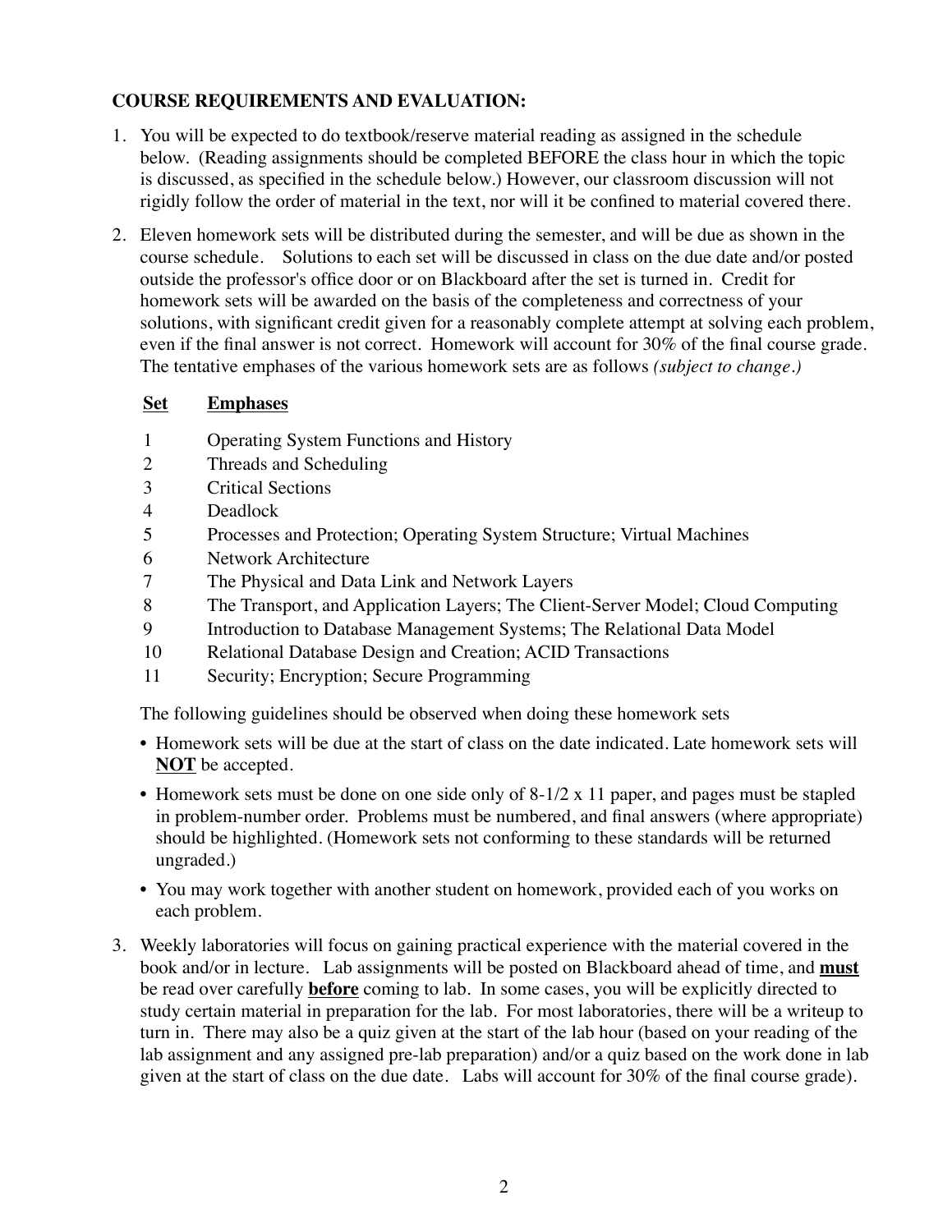**COURSE REQUIREMENTS AND EVALUATION:**

1. You will be expected to do textbook/reserve material reading as assigned in the schedule below. (Reading assignments should be completed BEFORE the class hour in which the topic is discussed, as specified in the schedule below.) However, our classroom discussion will not rigidly follow the order of material in the text, nor will it be confined to material covered there.

2. Eleven homework sets will be distributed during the semester, and will be due as shown in the course schedule. Solutions to each set will be discussed in class on the due date and/or posted outside the professor's office door or on Blackboard after the set is turned in. Credit for homework sets will be awarded on the basis of the completeness and correctness of your solutions, with significant credit given for a reasonably complete attempt at solving each problem, even if the final answer is not correct. Homework will account for 30% of the final course grade. The tentative emphases of the various homework sets are as follows *(subject to change.)*

   | Set | Emphases |
   |---|---|
   | 1 | Operating System Functions and History |
   | 2 | Threads and Scheduling |
   | 3 | Critical Sections |
   | 4 | Deadlock |
   | 5 | Processes and Protection; Operating System Structure; Virtual Machines |
   | 6 | Network Architecture |
   | 7 | The Physical and Data Link and Network Layers |
   | 8 | The Transport, and Application Layers; The Client-Server Model; Cloud Computing |
   | 9 | Introduction to Database Management Systems; The Relational Data Model |
   | 10 | Relational Database Design and Creation; ACID Transactions |
   | 11 | Security; Encryption; Secure Programming |

   The following guidelines should be observed when doing these homework sets

   - Homework sets will be due at the start of class on the date indicated. Late homework sets will **NOT** be accepted.
   - Homework sets must be done on one side only of 8-1/2 x 11 paper, and pages must be stapled in problem-number order. Problems must be numbered, and final answers (where appropriate) should be highlighted. (Homework sets not conforming to these standards will be returned ungraded.)
   - You may work together with another student on homework, provided each of you works on each problem.

3. Weekly laboratories will focus on gaining practical experience with the material covered in the book and/or in lecture. Lab assignments will be posted on Blackboard ahead of time, and **must** be read over carefully **before** coming to lab. In some cases, you will be explicitly directed to study certain material in preparation for the lab. For most laboratories, there will be a writeup to turn in. There may also be a quiz given at the start of the lab hour (based on your reading of the lab assignment and any assigned pre-lab preparation) and/or a quiz based on the work done in lab given at the start of class on the due date. Labs will account for 30% of the final course grade).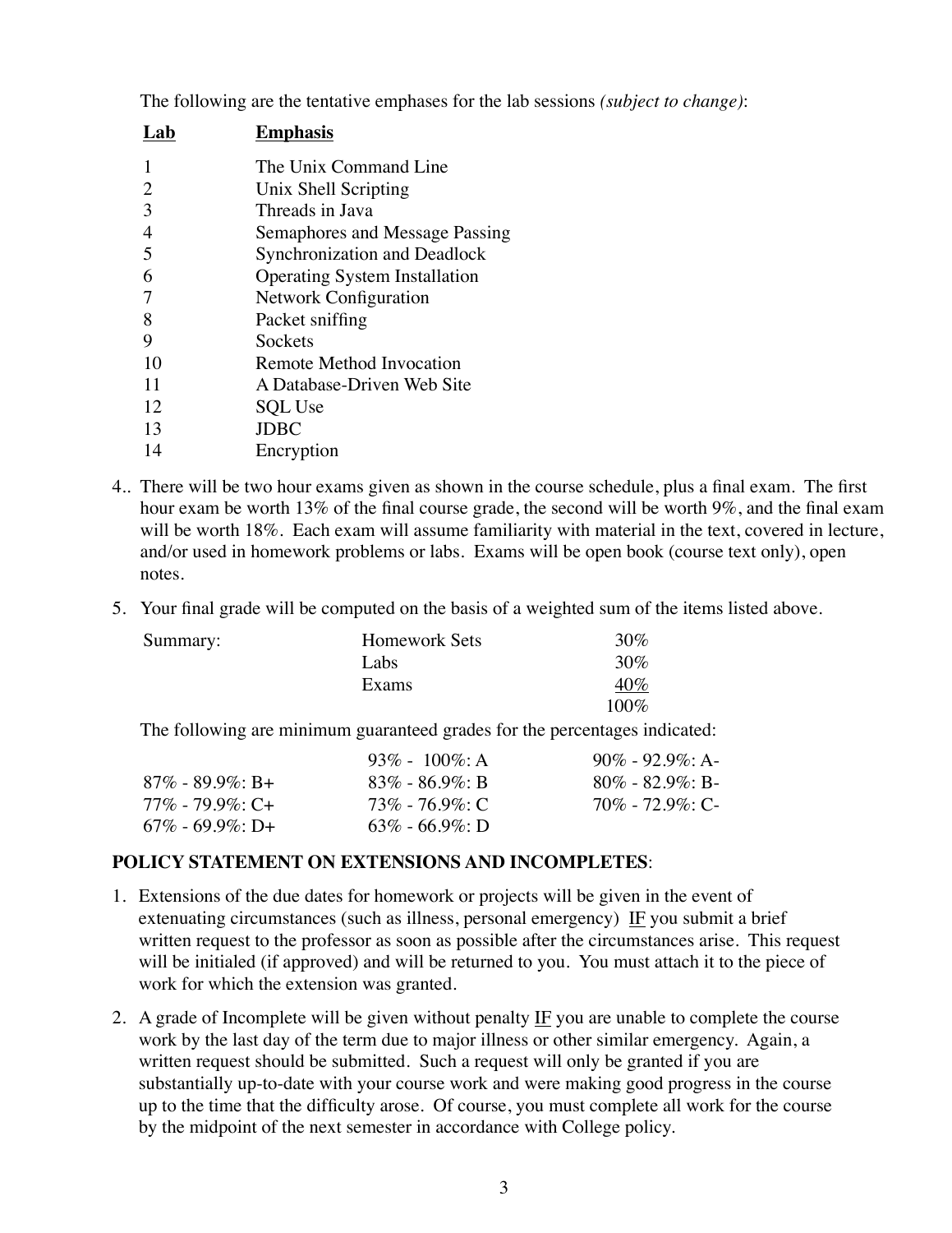The following are the tentative emphases for the lab sessions *(subject to change)*:

| **Lab** | **Emphasis** |
|---|---|
| 1 | The Unix Command Line |
| 2 | Unix Shell Scripting |
| 3 | Threads in Java |
| 4 | Semaphores and Message Passing |
| 5 | Synchronization and Deadlock |
| 6 | Operating System Installation |
| 7 | Network Configuration |
| 8 | Packet sniffing |
| 9 | Sockets |
| 10 | Remote Method Invocation |
| 11 | A Database-Driven Web Site |
| 12 | SQL Use |
| 13 | JDBC |
| 14 | Encryption |

4.. There will be two hour exams given as shown in the course schedule, plus a final exam. The first hour exam be worth 13% of the final course grade, the second will be worth 9%, and the final exam will be worth 18%. Each exam will assume familiarity with material in the text, covered in lecture, and/or used in homework problems or labs. Exams will be open book (course text only), open notes.

5. Your final grade will be computed on the basis of a weighted sum of the items listed above.

| Summary: | Homework Sets | 30% |
|---|---|---|
| | Labs | 30% |
| | Exams | 40% |
| | | 100% |

The following are minimum guaranteed grades for the percentages indicated:

| | | |
|---|---|---|
| | 93% - 100%: A | 90% - 92.9%: A- |
| 87% - 89.9%: B+ | 83% - 86.9%: B | 80% - 82.9%: B- |
| 77% - 79.9%: C+ | 73% - 76.9%: C | 70% - 72.9%: C- |
| 67% - 69.9%: D+ | 63% - 66.9%: D | |

**POLICY STATEMENT ON EXTENSIONS AND INCOMPLETES**:

1. Extensions of the due dates for homework or projects will be given in the event of extenuating circumstances (such as illness, personal emergency) <u>IF</u> you submit a brief written request to the professor as soon as possible after the circumstances arise. This request will be initialed (if approved) and will be returned to you. You must attach it to the piece of work for which the extension was granted.

2. A grade of Incomplete will be given without penalty <u>IF</u> you are unable to complete the course work by the last day of the term due to major illness or other similar emergency. Again, a written request should be submitted. Such a request will only be granted if you are substantially up-to-date with your course work and were making good progress in the course up to the time that the difficulty arose. Of course, you must complete all work for the course by the midpoint of the next semester in accordance with College policy.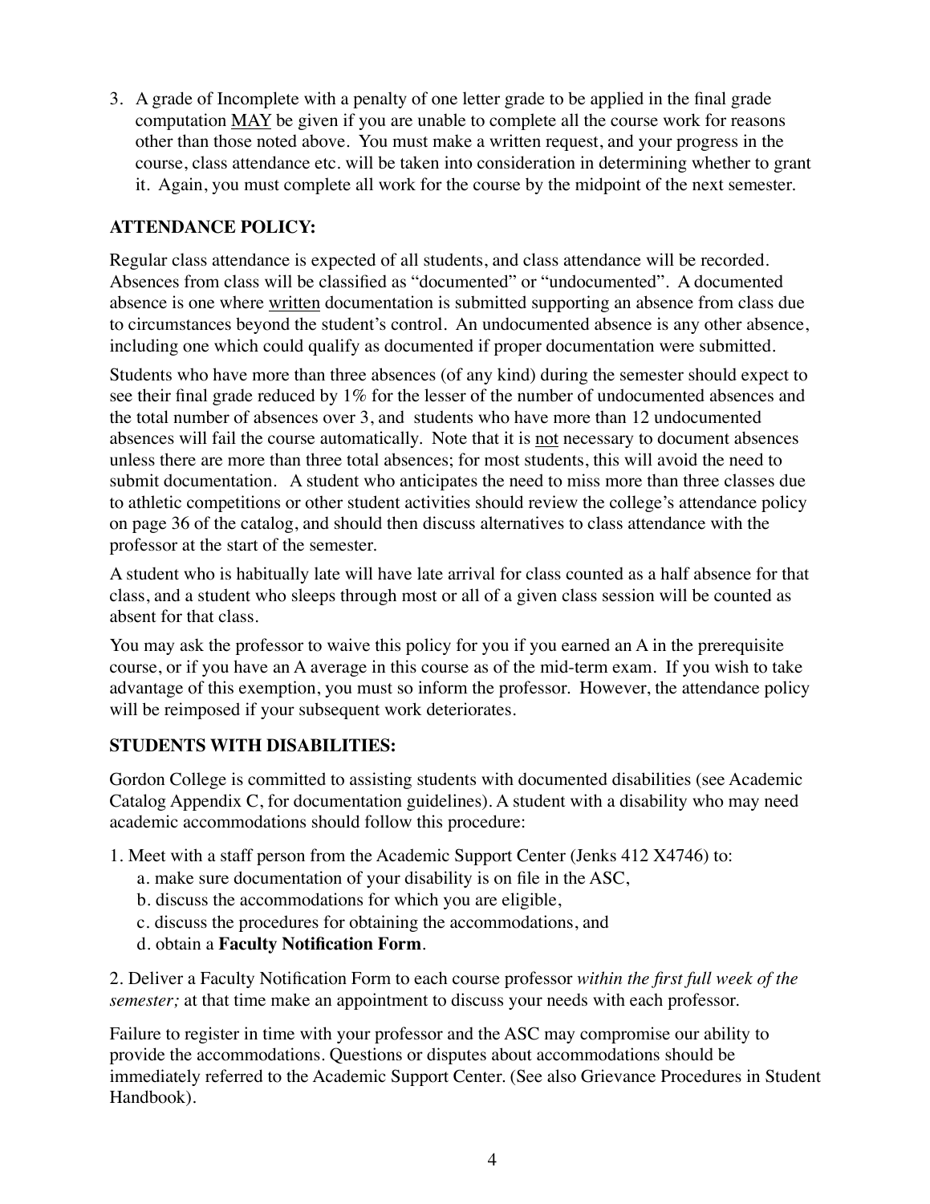3. A grade of Incomplete with a penalty of one letter grade to be applied in the final grade computation MAY be given if you are unable to complete all the course work for reasons other than those noted above. You must make a written request, and your progress in the course, class attendance etc. will be taken into consideration in determining whether to grant it. Again, you must complete all work for the course by the midpoint of the next semester.

## ATTENDANCE POLICY:

Regular class attendance is expected of all students, and class attendance will be recorded. Absences from class will be classified as "documented" or "undocumented". A documented absence is one where written documentation is submitted supporting an absence from class due to circumstances beyond the student's control. An undocumented absence is any other absence, including one which could qualify as documented if proper documentation were submitted.

Students who have more than three absences (of any kind) during the semester should expect to see their final grade reduced by 1% for the lesser of the number of undocumented absences and the total number of absences over 3, and students who have more than 12 undocumented absences will fail the course automatically. Note that it is not necessary to document absences unless there are more than three total absences; for most students, this will avoid the need to submit documentation. A student who anticipates the need to miss more than three classes due to athletic competitions or other student activities should review the college's attendance policy on page 36 of the catalog, and should then discuss alternatives to class attendance with the professor at the start of the semester.

A student who is habitually late will have late arrival for class counted as a half absence for that class, and a student who sleeps through most or all of a given class session will be counted as absent for that class.

You may ask the professor to waive this policy for you if you earned an A in the prerequisite course, or if you have an A average in this course as of the mid-term exam. If you wish to take advantage of this exemption, you must so inform the professor. However, the attendance policy will be reimposed if your subsequent work deteriorates.

## STUDENTS WITH DISABILITIES:

Gordon College is committed to assisting students with documented disabilities (see Academic Catalog Appendix C, for documentation guidelines). A student with a disability who may need academic accommodations should follow this procedure:

1. Meet with a staff person from the Academic Support Center (Jenks 412 X4746) to:
   a. make sure documentation of your disability is on file in the ASC,
   b. discuss the accommodations for which you are eligible,
   c. discuss the procedures for obtaining the accommodations, and
   d. obtain a **Faculty Notification Form**.

2. Deliver a Faculty Notification Form to each course professor *within the first full week of the semester;* at that time make an appointment to discuss your needs with each professor.

Failure to register in time with your professor and the ASC may compromise our ability to provide the accommodations. Questions or disputes about accommodations should be immediately referred to the Academic Support Center. (See also Grievance Procedures in Student Handbook).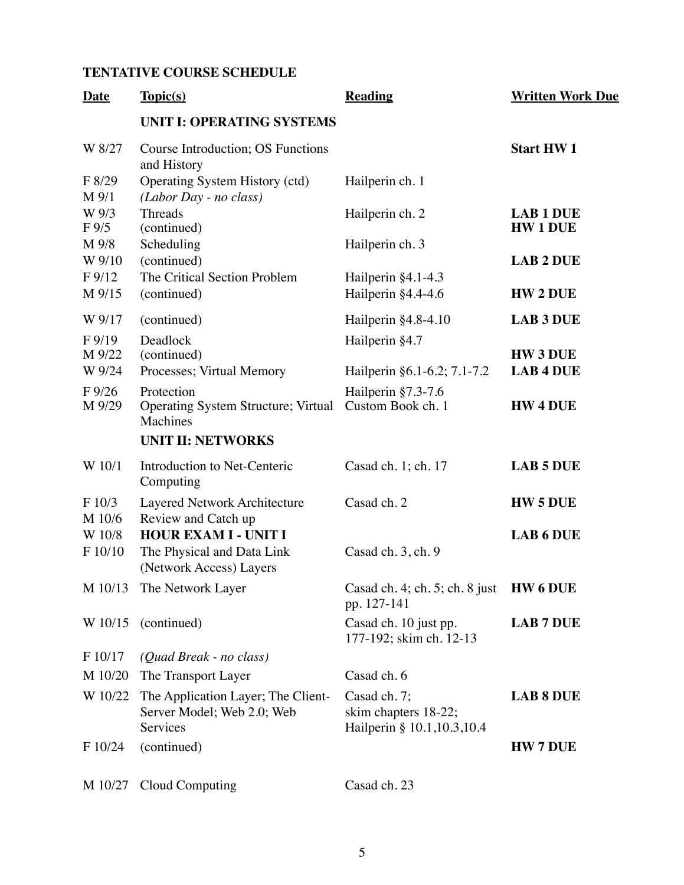**TENTATIVE COURSE SCHEDULE**

| Date | Topic(s) | Reading | Written Work Due |
|---|---|---|---|
| | **UNIT I: OPERATING SYSTEMS** | | |
| W 8/27 | Course Introduction; OS Functions and History | | **Start HW 1** |
| F 8/29 | Operating System History (ctd) | Hailperin ch. 1 | |
| M 9/1 | *(Labor Day - no class)* | | |
| W 9/3 | Threads | Hailperin ch. 2 | **LAB 1 DUE** |
| F 9/5 | (continued) | | **HW 1 DUE** |
| M 9/8 | Scheduling | Hailperin ch. 3 | |
| W 9/10 | (continued) | | **LAB 2 DUE** |
| F 9/12 | The Critical Section Problem | Hailperin §4.1-4.3 | |
| M 9/15 | (continued) | Hailperin §4.4-4.6 | **HW 2 DUE** |
| W 9/17 | (continued) | Hailperin §4.8-4.10 | **LAB 3 DUE** |
| F 9/19 | Deadlock | Hailperin §4.7 | |
| M 9/22 | (continued) | | **HW 3 DUE** |
| W 9/24 | Processes; Virtual Memory | Hailperin §6.1-6.2; 7.1-7.2 | **LAB 4 DUE** |
| F 9/26 | Protection | Hailperin §7.3-7.6 | |
| M 9/29 | Operating System Structure; Virtual Machines | Custom Book ch. 1 | **HW 4 DUE** |
| | **UNIT II: NETWORKS** | | |
| W 10/1 | Introduction to Net-Centeric Computing | Casad ch. 1; ch. 17 | **LAB 5 DUE** |
| F 10/3 | Layered Network Architecture | Casad ch. 2 | **HW 5 DUE** |
| M 10/6 | Review and Catch up | | |
| W 10/8 | **HOUR EXAM I - UNIT I** | | **LAB 6 DUE** |
| F 10/10 | The Physical and Data Link (Network Access) Layers | Casad ch. 3, ch. 9 | |
| M 10/13 | The Network Layer | Casad ch. 4; ch. 5; ch. 8 just pp. 127-141 | **HW 6 DUE** |
| W 10/15 | (continued) | Casad ch. 10 just pp. 177-192; skim ch. 12-13 | **LAB 7 DUE** |
| F 10/17 | *(Quad Break - no class)* | | |
| M 10/20 | The Transport Layer | Casad ch. 6 | |
| W 10/22 | The Application Layer; The Client-Server Model; Web 2.0; Web Services | Casad ch. 7; skim chapters 18-22; Hailperin § 10.1,10.3,10.4 | **LAB 8 DUE** |
| F 10/24 | (continued) | | **HW 7 DUE** |
| M 10/27 | Cloud Computing | Casad ch. 23 | |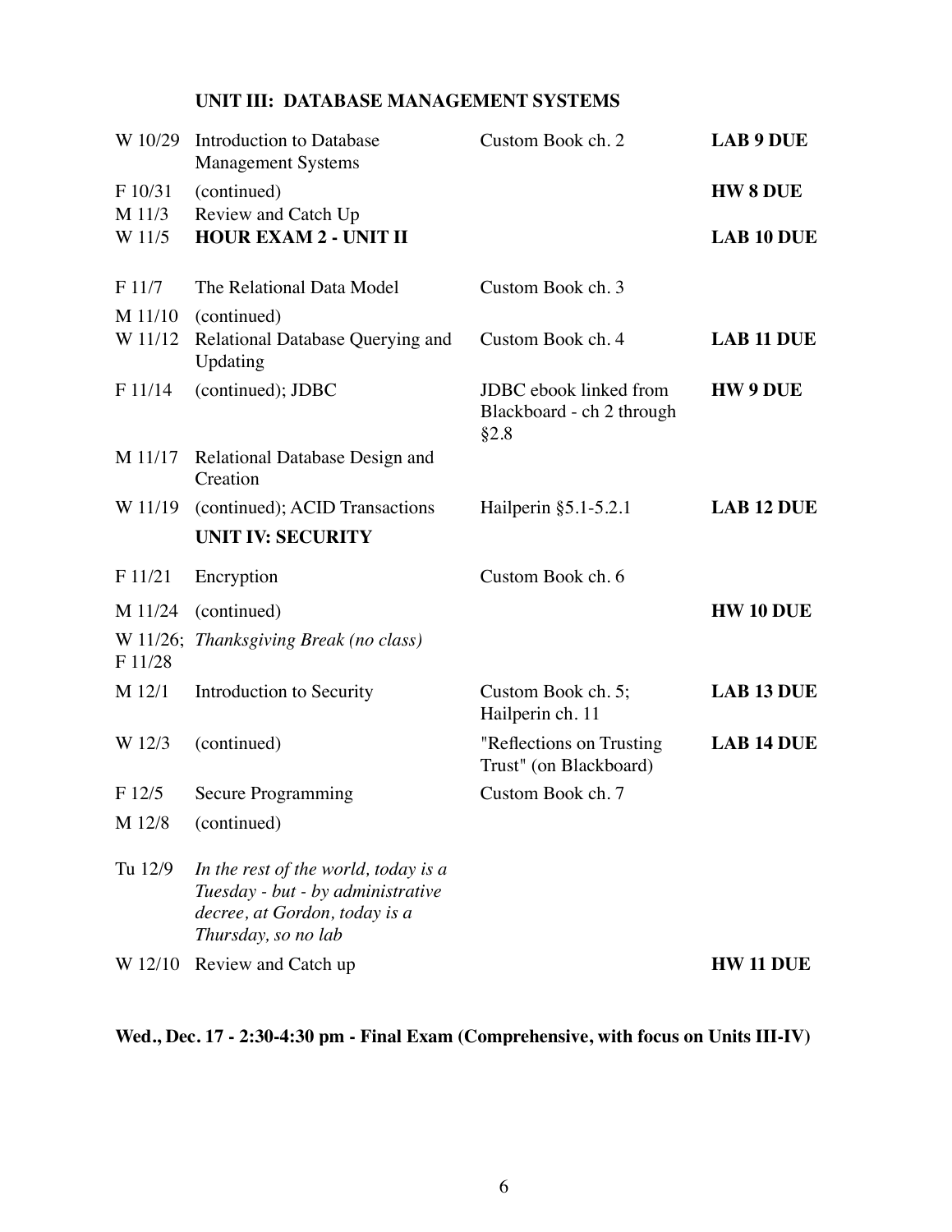## UNIT III: DATABASE MANAGEMENT SYSTEMS

| | | | |
|---|---|---|---|
| W 10/29 | Introduction to Database Management Systems | Custom Book ch. 2 | **LAB 9 DUE** |
| F 10/31 | (continued) | | **HW 8 DUE** |
| M 11/3 | Review and Catch Up | | |
| W 11/5 | **HOUR EXAM 2 - UNIT II** | | **LAB 10 DUE** |
| F 11/7 | The Relational Data Model | Custom Book ch. 3 | |
| M 11/10 | (continued) | | |
| W 11/12 | Relational Database Querying and Updating | Custom Book ch. 4 | **LAB 11 DUE** |
| F 11/14 | (continued); JDBC | JDBC ebook linked from Blackboard - ch 2 through §2.8 | **HW 9 DUE** |
| M 11/17 | Relational Database Design and Creation | | |
| W 11/19 | (continued); ACID Transactions | Hailperin §5.1-5.2.1 | **LAB 12 DUE** |
| | **UNIT IV: SECURITY** | | |
| F 11/21 | Encryption | Custom Book ch. 6 | |
| M 11/24 | (continued) | | **HW 10 DUE** |
| W 11/26; F 11/28 | *Thanksgiving Break (no class)* | | |
| M 12/1 | Introduction to Security | Custom Book ch. 5; Hailperin ch. 11 | **LAB 13 DUE** |
| W 12/3 | (continued) | "Reflections on Trusting Trust" (on Blackboard) | **LAB 14 DUE** |
| F 12/5 | Secure Programming | Custom Book ch. 7 | |
| M 12/8 | (continued) | | |
| Tu 12/9 | *In the rest of the world, today is a Tuesday - but - by administrative decree, at Gordon, today is a Thursday, so no lab* | | |
| W 12/10 | Review and Catch up | | **HW 11 DUE** |

**Wed., Dec. 17 - 2:30-4:30 pm - Final Exam (Comprehensive, with focus on Units III-IV)**